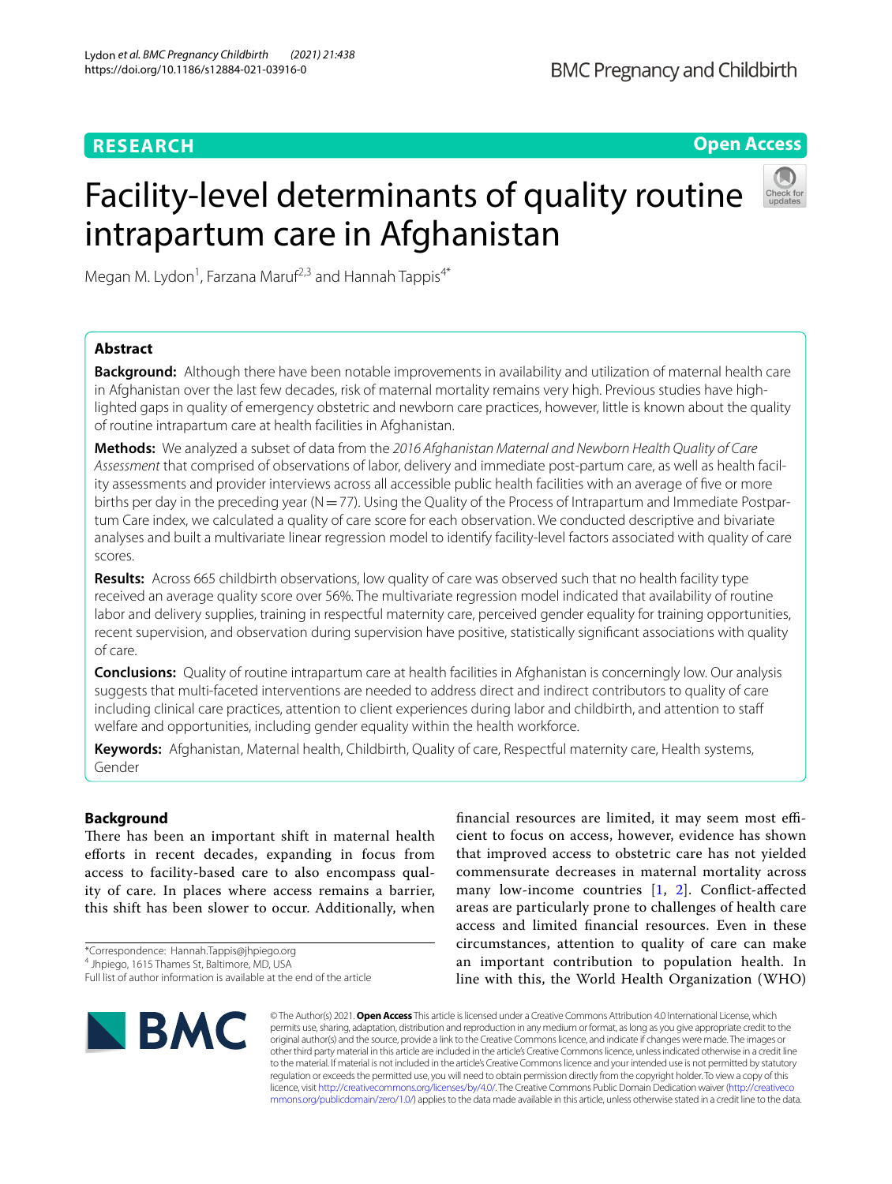RESEARCH

Open Access

# Facility-level determinants of quality routine intrapartum care in Afghanistan

Megan M. Lydon[1], Farzana Maruf[2,3] and Hannah Tappis[4*]

## Abstract

**Background:** Although there have been notable improvements in availability and utilization of maternal health care in Afghanistan over the last few decades, risk of maternal mortality remains very high. Previous studies have highlighted gaps in quality of emergency obstetric and newborn care practices, however, little is known about the quality of routine intrapartum care at health facilities in Afghanistan.

**Methods:** We analyzed a subset of data from the *2016 Afghanistan Maternal and Newborn Health Quality of Care Assessment* that comprised of observations of labor, delivery and immediate post-partum care, as well as health facility assessments and provider interviews across all accessible public health facilities with an average of five or more births per day in the preceding year (N = 77). Using the Quality of the Process of Intrapartum and Immediate Postpartum Care index, we calculated a quality of care score for each observation. We conducted descriptive and bivariate analyses and built a multivariate linear regression model to identify facility-level factors associated with quality of care scores.

**Results:** Across 665 childbirth observations, low quality of care was observed such that no health facility type received an average quality score over 56%. The multivariate regression model indicated that availability of routine labor and delivery supplies, training in respectful maternity care, perceived gender equality for training opportunities, recent supervision, and observation during supervision have positive, statistically significant associations with quality of care.

**Conclusions:** Quality of routine intrapartum care at health facilities in Afghanistan is concerningly low. Our analysis suggests that multi-faceted interventions are needed to address direct and indirect contributors to quality of care including clinical care practices, attention to client experiences during labor and childbirth, and attention to staff welfare and opportunities, including gender equality within the health workforce.

**Keywords:** Afghanistan, Maternal health, Childbirth, Quality of care, Respectful maternity care, Health systems, Gender

## Background

There has been an important shift in maternal health efforts in recent decades, expanding in focus from access to facility-based care to also encompass quality of care. In places where access remains a barrier, this shift has been slower to occur. Additionally, when financial resources are limited, it may seem most efficient to focus on access, however, evidence has shown that improved access to obstetric care has not yielded commensurate decreases in maternal mortality across many low-income countries [1, 2]. Conflict-affected areas are particularly prone to challenges of health care access and limited financial resources. Even in these circumstances, attention to quality of care can make an important contribution to population health. In line with this, the World Health Organization (WHO)

*Correspondence: Hannah.Tappis@jhpiego.org
[4] Jhpiego, 1615 Thames St, Baltimore, MD, USA
Full list of author information is available at the end of the article

© The Author(s) 2021. **Open Access** This article is licensed under a Creative Commons Attribution 4.0 International License, which permits use, sharing, adaptation, distribution and reproduction in any medium or format, as long as you give appropriate credit to the original author(s) and the source, provide a link to the Creative Commons licence, and indicate if changes were made. The images or other third party material in this article are included in the article's Creative Commons licence, unless indicated otherwise in a credit line to the material. If material is not included in the article's Creative Commons licence and your intended use is not permitted by statutory regulation or exceeds the permitted use, you will need to obtain permission directly from the copyright holder. To view a copy of this licence, visit http://creativecommons.org/licenses/by/4.0/. The Creative Commons Public Domain Dedication waiver (http://creativecommons.org/publicdomain/zero/1.0/) applies to the data made available in this article, unless otherwise stated in a credit line to the data.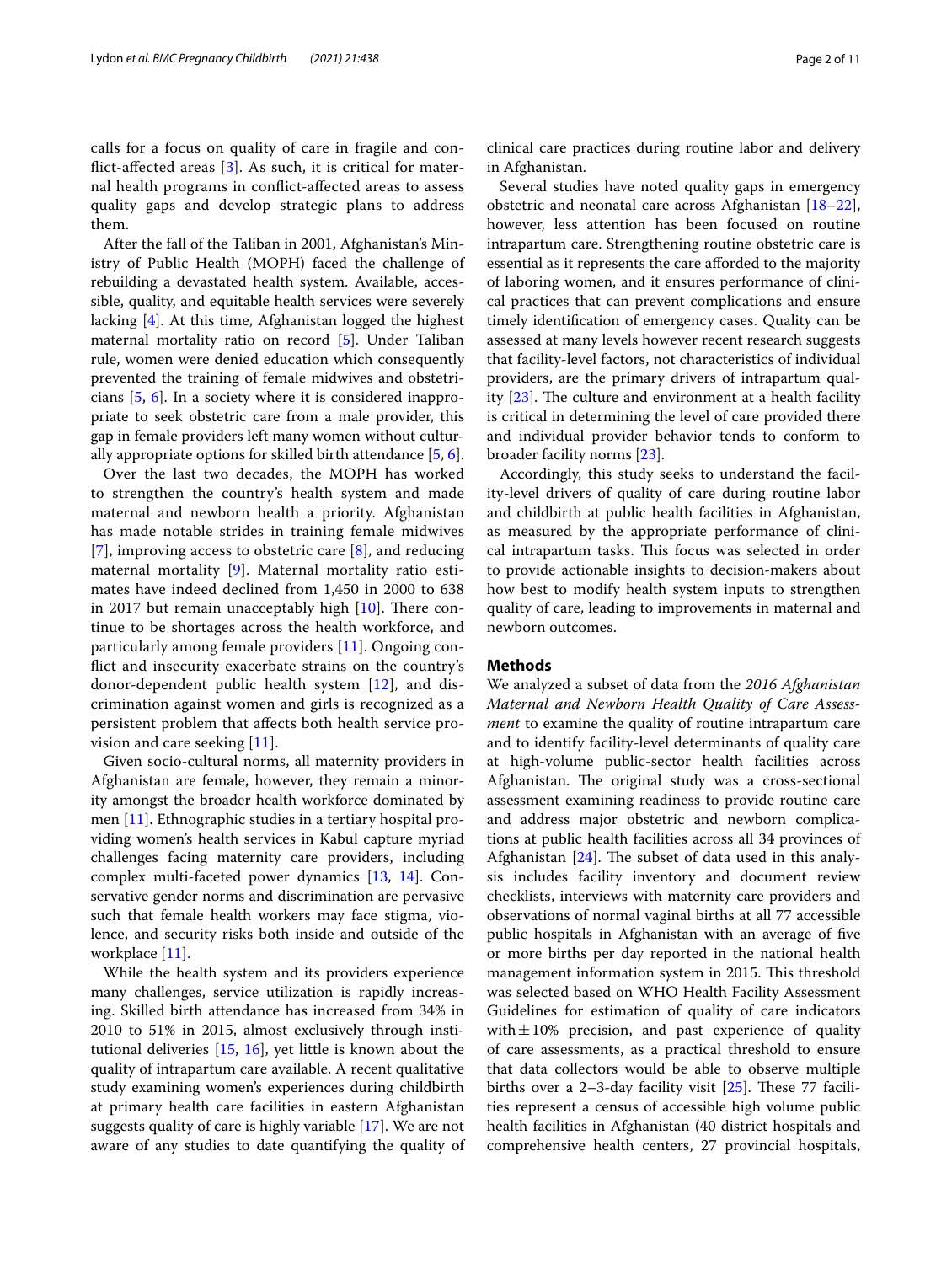calls for a focus on quality of care in fragile and conflict-affected areas [3]. As such, it is critical for maternal health programs in conflict-affected areas to assess quality gaps and develop strategic plans to address them.

After the fall of the Taliban in 2001, Afghanistan's Ministry of Public Health (MOPH) faced the challenge of rebuilding a devastated health system. Available, accessible, quality, and equitable health services were severely lacking [4]. At this time, Afghanistan logged the highest maternal mortality ratio on record [5]. Under Taliban rule, women were denied education which consequently prevented the training of female midwives and obstetricians [5, 6]. In a society where it is considered inappropriate to seek obstetric care from a male provider, this gap in female providers left many women without culturally appropriate options for skilled birth attendance [5, 6].

Over the last two decades, the MOPH has worked to strengthen the country's health system and made maternal and newborn health a priority. Afghanistan has made notable strides in training female midwives [7], improving access to obstetric care [8], and reducing maternal mortality [9]. Maternal mortality ratio estimates have indeed declined from 1,450 in 2000 to 638 in 2017 but remain unacceptably high [10]. There continue to be shortages across the health workforce, and particularly among female providers [11]. Ongoing conflict and insecurity exacerbate strains on the country's donor-dependent public health system [12], and discrimination against women and girls is recognized as a persistent problem that affects both health service provision and care seeking [11].

Given socio-cultural norms, all maternity providers in Afghanistan are female, however, they remain a minority amongst the broader health workforce dominated by men [11]. Ethnographic studies in a tertiary hospital providing women's health services in Kabul capture myriad challenges facing maternity care providers, including complex multi-faceted power dynamics [13, 14]. Conservative gender norms and discrimination are pervasive such that female health workers may face stigma, violence, and security risks both inside and outside of the workplace [11].

While the health system and its providers experience many challenges, service utilization is rapidly increasing. Skilled birth attendance has increased from 34% in 2010 to 51% in 2015, almost exclusively through institutional deliveries [15, 16], yet little is known about the quality of intrapartum care available. A recent qualitative study examining women's experiences during childbirth at primary health care facilities in eastern Afghanistan suggests quality of care is highly variable [17]. We are not aware of any studies to date quantifying the quality of clinical care practices during routine labor and delivery in Afghanistan.

Several studies have noted quality gaps in emergency obstetric and neonatal care across Afghanistan [18–22], however, less attention has been focused on routine intrapartum care. Strengthening routine obstetric care is essential as it represents the care afforded to the majority of laboring women, and it ensures performance of clinical practices that can prevent complications and ensure timely identification of emergency cases. Quality can be assessed at many levels however recent research suggests that facility-level factors, not characteristics of individual providers, are the primary drivers of intrapartum quality [23]. The culture and environment at a health facility is critical in determining the level of care provided there and individual provider behavior tends to conform to broader facility norms [23].

Accordingly, this study seeks to understand the facility-level drivers of quality of care during routine labor and childbirth at public health facilities in Afghanistan, as measured by the appropriate performance of clinical intrapartum tasks. This focus was selected in order to provide actionable insights to decision-makers about how best to modify health system inputs to strengthen quality of care, leading to improvements in maternal and newborn outcomes.

## Methods

We analyzed a subset of data from the *2016 Afghanistan Maternal and Newborn Health Quality of Care Assessment* to examine the quality of routine intrapartum care and to identify facility-level determinants of quality care at high-volume public-sector health facilities across Afghanistan. The original study was a cross-sectional assessment examining readiness to provide routine care and address major obstetric and newborn complications at public health facilities across all 34 provinces of Afghanistan [24]. The subset of data used in this analysis includes facility inventory and document review checklists, interviews with maternity care providers and observations of normal vaginal births at all 77 accessible public hospitals in Afghanistan with an average of five or more births per day reported in the national health management information system in 2015. This threshold was selected based on WHO Health Facility Assessment Guidelines for estimation of quality of care indicators with ± 10% precision, and past experience of quality of care assessments, as a practical threshold to ensure that data collectors would be able to observe multiple births over a 2–3-day facility visit [25]. These 77 facilities represent a census of accessible high volume public health facilities in Afghanistan (40 district hospitals and comprehensive health centers, 27 provincial hospitals,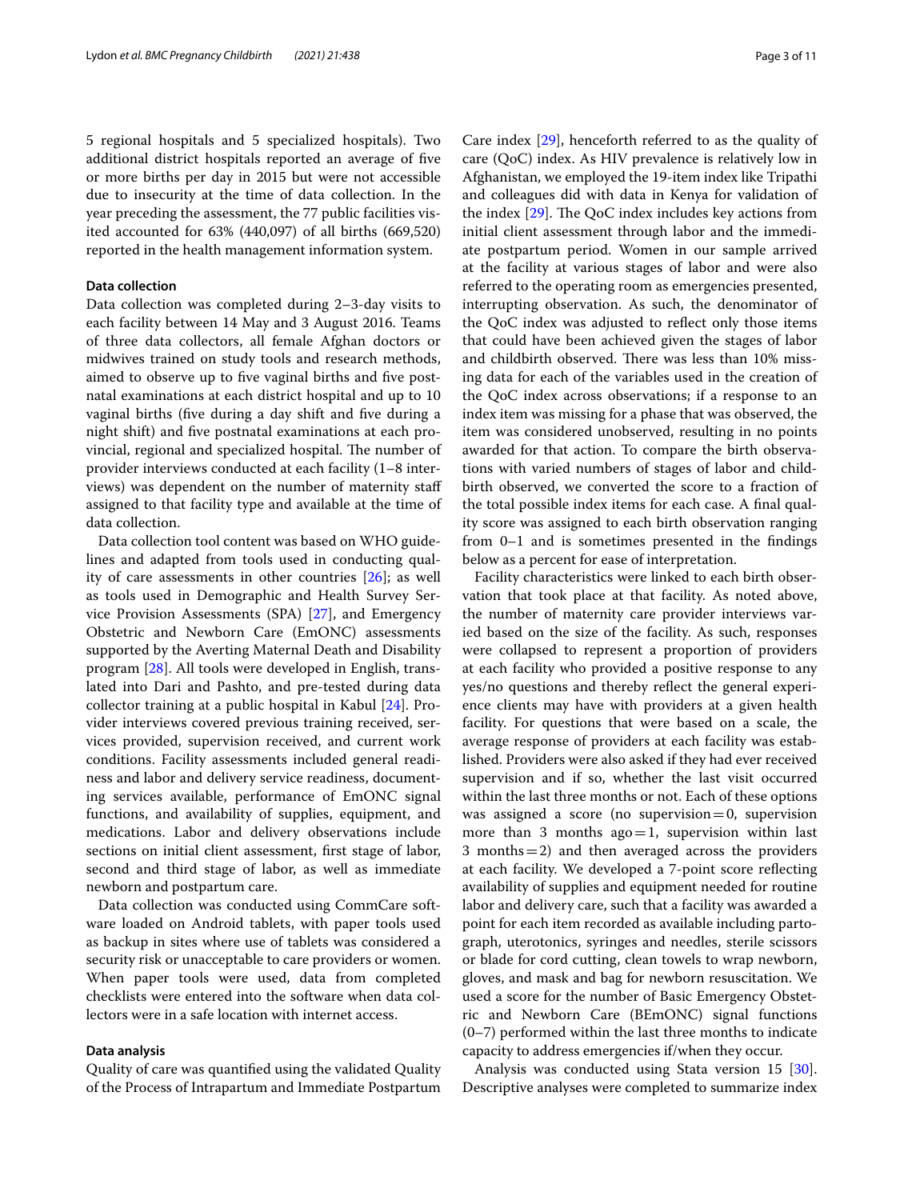5 regional hospitals and 5 specialized hospitals). Two additional district hospitals reported an average of five or more births per day in 2015 but were not accessible due to insecurity at the time of data collection. In the year preceding the assessment, the 77 public facilities visited accounted for 63% (440,097) of all births (669,520) reported in the health management information system.

### Data collection

Data collection was completed during 2–3-day visits to each facility between 14 May and 3 August 2016. Teams of three data collectors, all female Afghan doctors or midwives trained on study tools and research methods, aimed to observe up to five vaginal births and five postnatal examinations at each district hospital and up to 10 vaginal births (five during a day shift and five during a night shift) and five postnatal examinations at each provincial, regional and specialized hospital. The number of provider interviews conducted at each facility (1–8 interviews) was dependent on the number of maternity staff assigned to that facility type and available at the time of data collection.

Data collection tool content was based on WHO guidelines and adapted from tools used in conducting quality of care assessments in other countries [26]; as well as tools used in Demographic and Health Survey Service Provision Assessments (SPA) [27], and Emergency Obstetric and Newborn Care (EmONC) assessments supported by the Averting Maternal Death and Disability program [28]. All tools were developed in English, translated into Dari and Pashto, and pre-tested during data collector training at a public hospital in Kabul [24]. Provider interviews covered previous training received, services provided, supervision received, and current work conditions. Facility assessments included general readiness and labor and delivery service readiness, documenting services available, performance of EmONC signal functions, and availability of supplies, equipment, and medications. Labor and delivery observations include sections on initial client assessment, first stage of labor, second and third stage of labor, as well as immediate newborn and postpartum care.

Data collection was conducted using CommCare software loaded on Android tablets, with paper tools used as backup in sites where use of tablets was considered a security risk or unacceptable to care providers or women. When paper tools were used, data from completed checklists were entered into the software when data collectors were in a safe location with internet access.

### Data analysis

Quality of care was quantified using the validated Quality of the Process of Intrapartum and Immediate Postpartum Care index [29], henceforth referred to as the quality of care (QoC) index. As HIV prevalence is relatively low in Afghanistan, we employed the 19-item index like Tripathi and colleagues did with data in Kenya for validation of the index [29]. The QoC index includes key actions from initial client assessment through labor and the immediate postpartum period. Women in our sample arrived at the facility at various stages of labor and were also referred to the operating room as emergencies presented, interrupting observation. As such, the denominator of the QoC index was adjusted to reflect only those items that could have been achieved given the stages of labor and childbirth observed. There was less than 10% missing data for each of the variables used in the creation of the QoC index across observations; if a response to an index item was missing for a phase that was observed, the item was considered unobserved, resulting in no points awarded for that action. To compare the birth observations with varied numbers of stages of labor and childbirth observed, we converted the score to a fraction of the total possible index items for each case. A final quality score was assigned to each birth observation ranging from 0–1 and is sometimes presented in the findings below as a percent for ease of interpretation.

Facility characteristics were linked to each birth observation that took place at that facility. As noted above, the number of maternity care provider interviews varied based on the size of the facility. As such, responses were collapsed to represent a proportion of providers at each facility who provided a positive response to any yes/no questions and thereby reflect the general experience clients may have with providers at a given health facility. For questions that were based on a scale, the average response of providers at each facility was established. Providers were also asked if they had ever received supervision and if so, whether the last visit occurred within the last three months or not. Each of these options was assigned a score (no supervision = 0, supervision more than 3 months ago = 1, supervision within last 3 months = 2) and then averaged across the providers at each facility. We developed a 7-point score reflecting availability of supplies and equipment needed for routine labor and delivery care, such that a facility was awarded a point for each item recorded as available including partograph, uterotonics, syringes and needles, sterile scissors or blade for cord cutting, clean towels to wrap newborn, gloves, and mask and bag for newborn resuscitation. We used a score for the number of Basic Emergency Obstetric and Newborn Care (BEmONC) signal functions (0–7) performed within the last three months to indicate capacity to address emergencies if/when they occur.

Analysis was conducted using Stata version 15 [30]. Descriptive analyses were completed to summarize index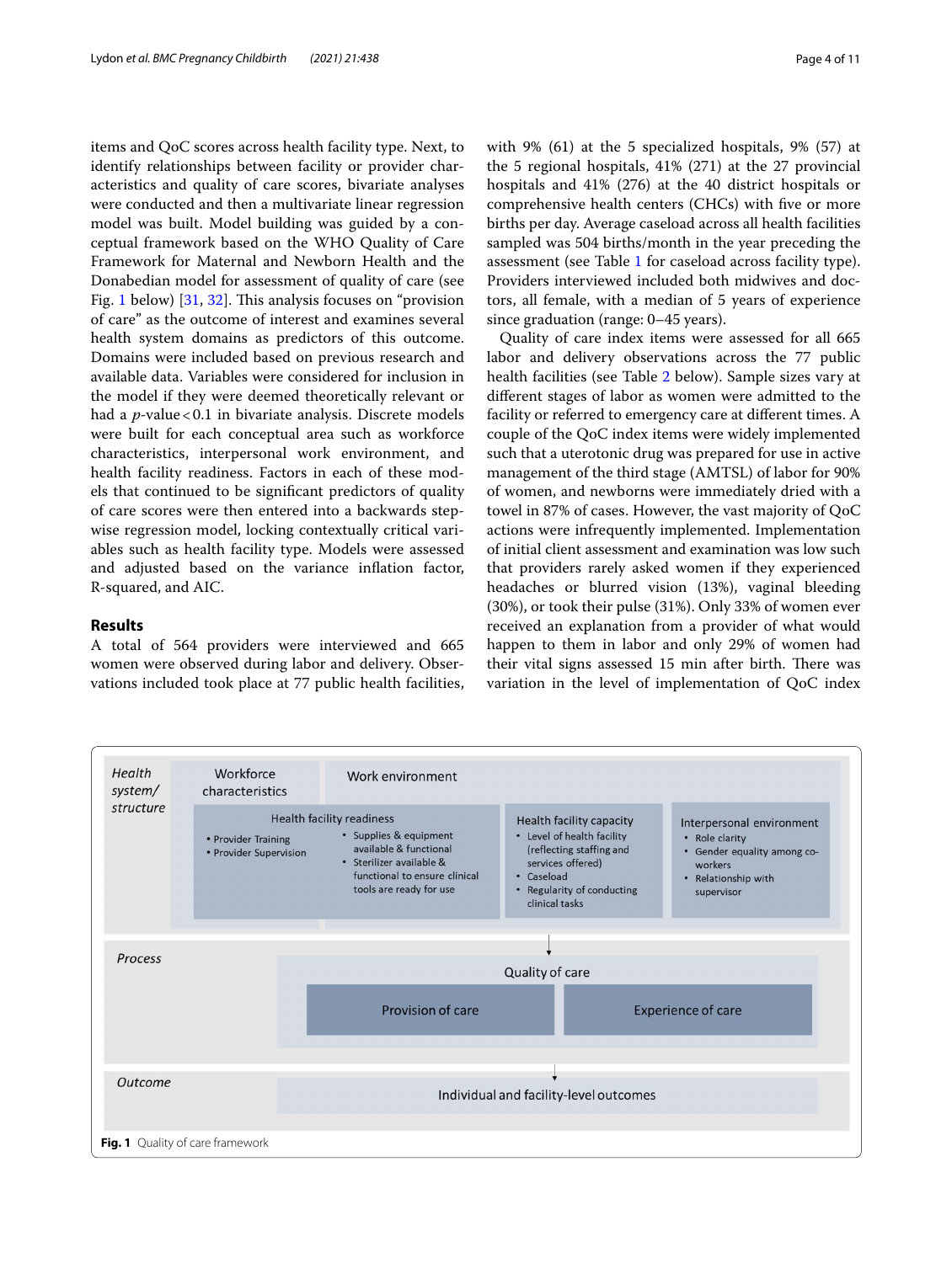items and QoC scores across health facility type. Next, to identify relationships between facility or provider characteristics and quality of care scores, bivariate analyses were conducted and then a multivariate linear regression model was built. Model building was guided by a conceptual framework based on the WHO Quality of Care Framework for Maternal and Newborn Health and the Donabedian model for assessment of quality of care (see Fig. 1 below) [31, 32]. This analysis focuses on "provision of care" as the outcome of interest and examines several health system domains as predictors of this outcome. Domains were included based on previous research and available data. Variables were considered for inclusion in the model if they were deemed theoretically relevant or had a $p$-value $< 0.1$ in bivariate analysis. Discrete models were built for each conceptual area such as workforce characteristics, interpersonal work environment, and health facility readiness. Factors in each of these models that continued to be significant predictors of quality of care scores were then entered into a backwards stepwise regression model, locking contextually critical variables such as health facility type. Models were assessed and adjusted based on the variance inflation factor, R-squared, and AIC.

## Results

A total of 564 providers were interviewed and 665 women were observed during labor and delivery. Observations included took place at 77 public health facilities, with 9% (61) at the 5 specialized hospitals, 9% (57) at the 5 regional hospitals, 41% (271) at the 27 provincial hospitals and 41% (276) at the 40 district hospitals or comprehensive health centers (CHCs) with five or more births per day. Average caseload across all health facilities sampled was 504 births/month in the year preceding the assessment (see Table 1 for caseload across facility type). Providers interviewed included both midwives and doctors, all female, with a median of 5 years of experience since graduation (range: 0–45 years).

Quality of care index items were assessed for all 665 labor and delivery observations across the 77 public health facilities (see Table 2 below). Sample sizes vary at different stages of labor as women were admitted to the facility or referred to emergency care at different times. A couple of the QoC index items were widely implemented such that a uterotonic drug was prepared for use in active management of the third stage (AMTSL) of labor for 90% of women, and newborns were immediately dried with a towel in 87% of cases. However, the vast majority of QoC actions were infrequently implemented. Implementation of initial client assessment and examination was low such that providers rarely asked women if they experienced headaches or blurred vision (13%), vaginal bleeding (30%), or took their pulse (31%). Only 33% of women ever received an explanation from a provider of what would happen to them in labor and only 29% of women had their vital signs assessed 15 min after birth. There was variation in the level of implementation of QoC index

| Health system/ structure | Workforce characteristics | Work environment | | |
|---|---|---|---|---|
| | Health facility readiness: • Provider Training • Provider Supervision • Supplies & equipment available & functional • Sterilizer available & functional to ensure clinical tools are ready for use | | Health facility capacity: • Level of health facility (reflecting staffing and services offered) • Caseload • Regularity of conducting clinical tasks | Interpersonal environment: • Role clarity • Gender equality among co-workers • Relationship with supervisor |
| Process | Quality of care: Provision of care / Experience of care | | | |
| Outcome | Individual and facility-level outcomes | | | |

**Fig. 1** Quality of care framework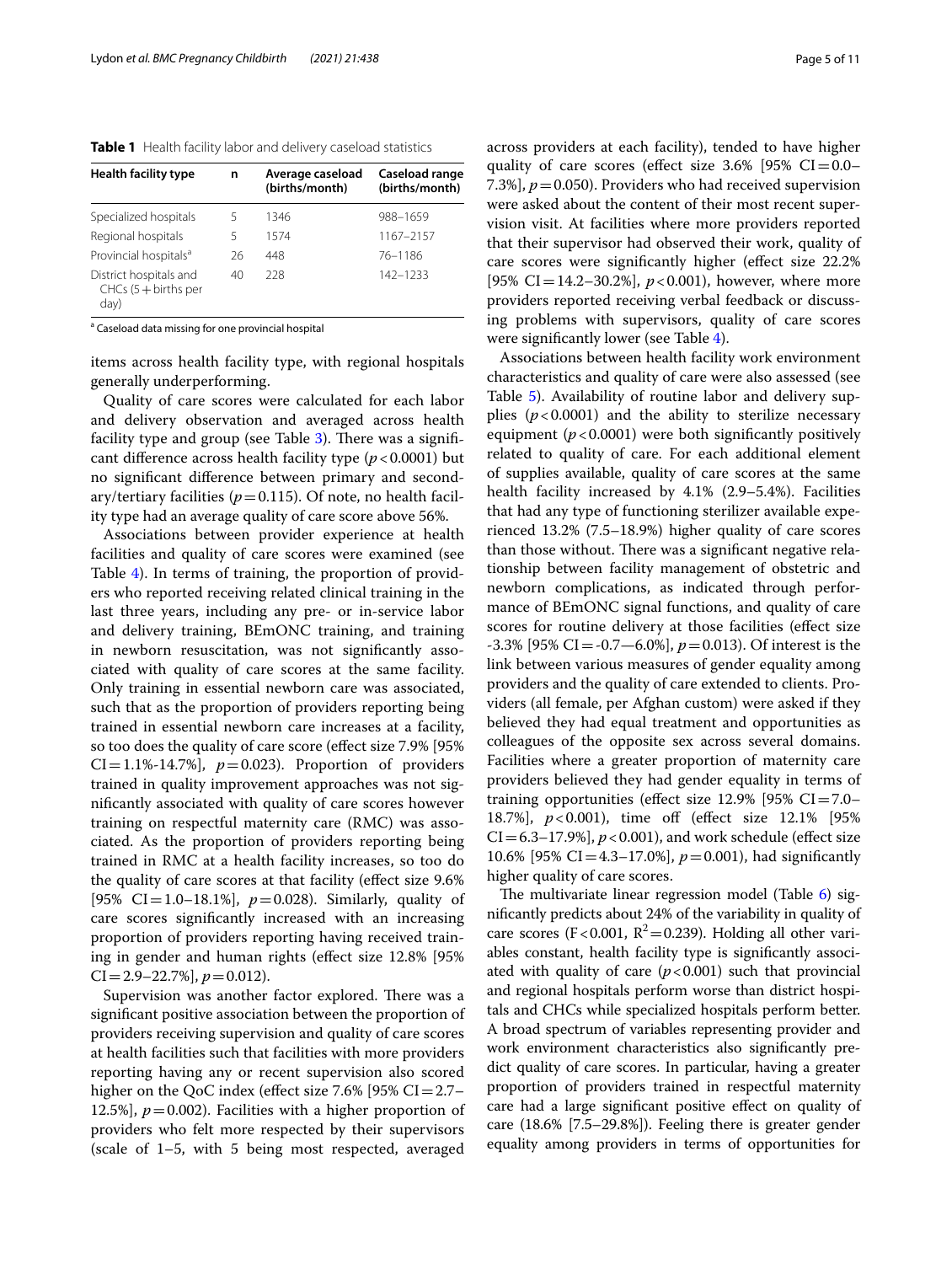**Table 1** Health facility labor and delivery caseload statistics

| Health facility type | n | Average caseload (births/month) | Caseload range (births/month) |
|---|---|---|---|
| Specialized hospitals | 5 | 1346 | 988–1659 |
| Regional hospitals | 5 | 1574 | 1167–2157 |
| Provincial hospitals[a] | 26 | 448 | 76–1186 |
| District hospitals and CHCs (5 + births per day) | 40 | 228 | 142–1233 |

[a] Caseload data missing for one provincial hospital

items across health facility type, with regional hospitals generally underperforming.

Quality of care scores were calculated for each labor and delivery observation and averaged across health facility type and group (see Table 3). There was a significant difference across health facility type ($p < 0.0001$) but no significant difference between primary and secondary/tertiary facilities ($p = 0.115$). Of note, no health facility type had an average quality of care score above 56%.

Associations between provider experience at health facilities and quality of care scores were examined (see Table 4). In terms of training, the proportion of providers who reported receiving related clinical training in the last three years, including any pre- or in-service labor and delivery training, BEmONC training, and training in newborn resuscitation, was not significantly associated with quality of care scores at the same facility. Only training in essential newborn care was associated, such that as the proportion of providers reporting being trained in essential newborn care increases at a facility, so too does the quality of care score (effect size 7.9% [95% CI = 1.1%-14.7%], $p = 0.023$). Proportion of providers trained in quality improvement approaches was not significantly associated with quality of care scores however training on respectful maternity care (RMC) was associated. As the proportion of providers reporting being trained in RMC at a health facility increases, so too do the quality of care scores at that facility (effect size 9.6% [95% CI = 1.0–18.1%], $p = 0.028$). Similarly, quality of care scores significantly increased with an increasing proportion of providers reporting having received training in gender and human rights (effect size 12.8% [95% CI = 2.9–22.7%], $p = 0.012$).

Supervision was another factor explored. There was a significant positive association between the proportion of providers receiving supervision and quality of care scores at health facilities such that facilities with more providers reporting having any or recent supervision also scored higher on the QoC index (effect size 7.6% [95% CI = 2.7–12.5%], $p = 0.002$). Facilities with a higher proportion of providers who felt more respected by their supervisors (scale of 1–5, with 5 being most respected, averaged across providers at each facility), tended to have higher quality of care scores (effect size 3.6% [95% CI = 0.0–7.3%], $p = 0.050$). Providers who had received supervision were asked about the content of their most recent supervision visit. At facilities where more providers reported that their supervisor had observed their work, quality of care scores were significantly higher (effect size 22.2% [95% CI = 14.2–30.2%], $p < 0.001$), however, where more providers reported receiving verbal feedback or discussing problems with supervisors, quality of care scores were significantly lower (see Table 4).

Associations between health facility work environment characteristics and quality of care were also assessed (see Table 5). Availability of routine labor and delivery supplies ($p < 0.0001$) and the ability to sterilize necessary equipment ($p < 0.0001$) were both significantly positively related to quality of care. For each additional element of supplies available, quality of care scores at the same health facility increased by 4.1% (2.9–5.4%). Facilities that had any type of functioning sterilizer available experienced 13.2% (7.5–18.9%) higher quality of care scores than those without. There was a significant negative relationship between facility management of obstetric and newborn complications, as indicated through performance of BEmONC signal functions, and quality of care scores for routine delivery at those facilities (effect size -3.3% [95% CI = -0.7—6.0%], $p = 0.013$). Of interest is the link between various measures of gender equality among providers and the quality of care extended to clients. Providers (all female, per Afghan custom) were asked if they believed they had equal treatment and opportunities as colleagues of the opposite sex across several domains. Facilities where a greater proportion of maternity care providers believed they had gender equality in terms of training opportunities (effect size 12.9% [95% CI = 7.0–18.7%], $p < 0.001$), time off (effect size 12.1% [95% CI = 6.3–17.9%], $p < 0.001$), and work schedule (effect size 10.6% [95% CI = 4.3–17.0%], $p = 0.001$), had significantly higher quality of care scores.

The multivariate linear regression model (Table 6) significantly predicts about 24% of the variability in quality of care scores ($F < 0.001$, $R^2 = 0.239$). Holding all other variables constant, health facility type is significantly associated with quality of care ($p < 0.001$) such that provincial and regional hospitals perform worse than district hospitals and CHCs while specialized hospitals perform better. A broad spectrum of variables representing provider and work environment characteristics also significantly predict quality of care scores. In particular, having a greater proportion of providers trained in respectful maternity care had a large significant positive effect on quality of care (18.6% [7.5–29.8%]). Feeling there is greater gender equality among providers in terms of opportunities for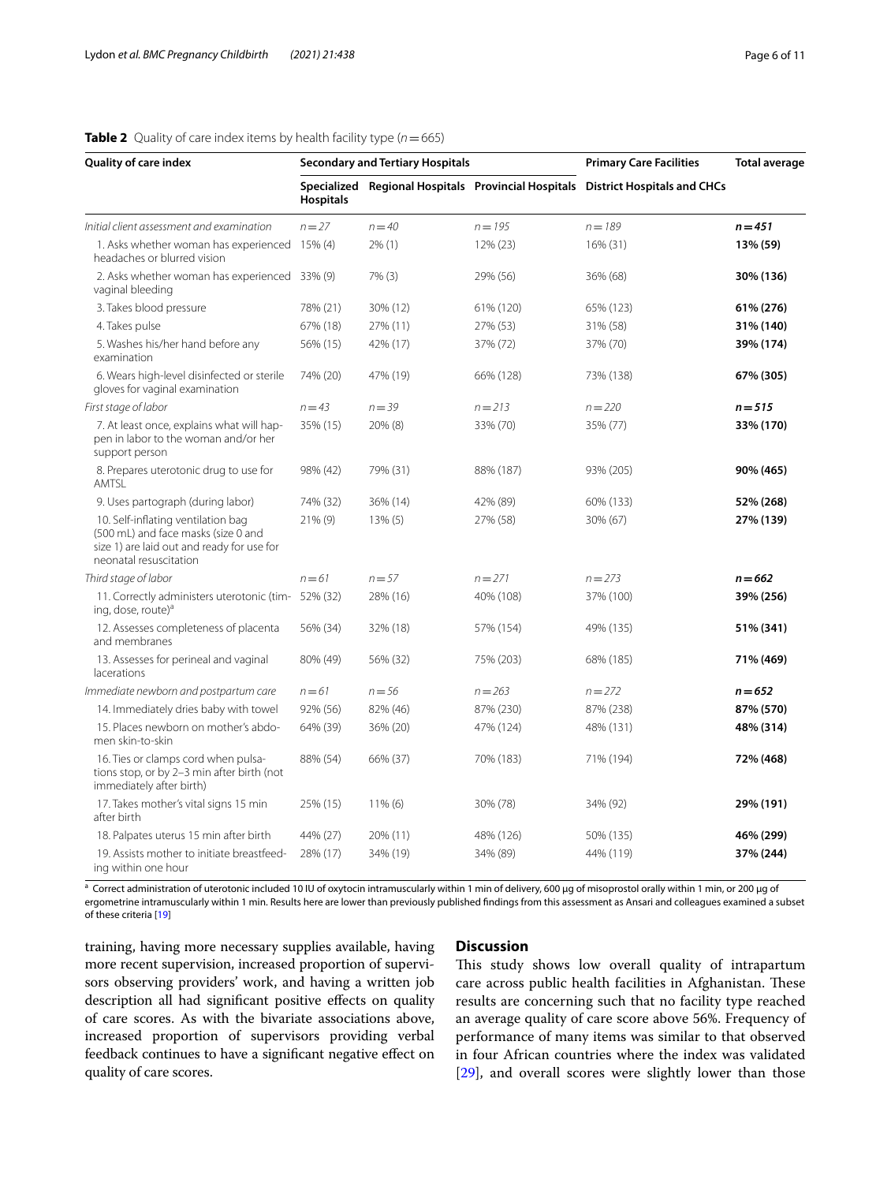**Table 2** Quality of care index items by health facility type ($n = 665$)

| Quality of care index | Secondary and Tertiary Hospitals | | | Primary Care Facilities | Total average |
|---|---|---|---|---|---|
| | Specialized Hospitals | Regional Hospitals | Provincial Hospitals | District Hospitals and CHCs | |
| *Initial client assessment and examination* | *n = 27* | *n = 40* | *n = 195* | *n = 189* | ***n = 451*** |
| 1. Asks whether woman has experienced headaches or blurred vision | 15% (4) | 2% (1) | 12% (23) | 16% (31) | **13% (59)** |
| 2. Asks whether woman has experienced vaginal bleeding | 33% (9) | 7% (3) | 29% (56) | 36% (68) | **30% (136)** |
| 3. Takes blood pressure | 78% (21) | 30% (12) | 61% (120) | 65% (123) | **61% (276)** |
| 4. Takes pulse | 67% (18) | 27% (11) | 27% (53) | 31% (58) | **31% (140)** |
| 5. Washes his/her hand before any examination | 56% (15) | 42% (17) | 37% (72) | 37% (70) | **39% (174)** |
| 6. Wears high-level disinfected or sterile gloves for vaginal examination | 74% (20) | 47% (19) | 66% (128) | 73% (138) | **67% (305)** |
| *First stage of labor* | *n = 43* | *n = 39* | *n = 213* | *n = 220* | ***n = 515*** |
| 7. At least once, explains what will happen in labor to the woman and/or her support person | 35% (15) | 20% (8) | 33% (70) | 35% (77) | **33% (170)** |
| 8. Prepares uterotonic drug to use for AMTSL | 98% (42) | 79% (31) | 88% (187) | 93% (205) | **90% (465)** |
| 9. Uses partograph (during labor) | 74% (32) | 36% (14) | 42% (89) | 60% (133) | **52% (268)** |
| 10. Self-inflating ventilation bag (500 mL) and face masks (size 0 and size 1) are laid out and ready for use for neonatal resuscitation | 21% (9) | 13% (5) | 27% (58) | 30% (67) | **27% (139)** |
| *Third stage of labor* | *n = 61* | *n = 57* | *n = 271* | *n = 273* | ***n = 662*** |
| 11. Correctly administers uterotonic (timing, dose, route)[a] | 52% (32) | 28% (16) | 40% (108) | 37% (100) | **39% (256)** |
| 12. Assesses completeness of placenta and membranes | 56% (34) | 32% (18) | 57% (154) | 49% (135) | **51% (341)** |
| 13. Assesses for perineal and vaginal lacerations | 80% (49) | 56% (32) | 75% (203) | 68% (185) | **71% (469)** |
| *Immediate newborn and postpartum care* | *n = 61* | *n = 56* | *n = 263* | *n = 272* | ***n = 652*** |
| 14. Immediately dries baby with towel | 92% (56) | 82% (46) | 87% (230) | 87% (238) | **87% (570)** |
| 15. Places newborn on mother's abdomen skin-to-skin | 64% (39) | 36% (20) | 47% (124) | 48% (131) | **48% (314)** |
| 16. Ties or clamps cord when pulsations stop, or by 2–3 min after birth (not immediately after birth) | 88% (54) | 66% (37) | 70% (183) | 71% (194) | **72% (468)** |
| 17. Takes mother's vital signs 15 min after birth | 25% (15) | 11% (6) | 30% (78) | 34% (92) | **29% (191)** |
| 18. Palpates uterus 15 min after birth | 44% (27) | 20% (11) | 48% (126) | 50% (135) | **46% (299)** |
| 19. Assists mother to initiate breastfeeding within one hour | 28% (17) | 34% (19) | 34% (89) | 44% (119) | **37% (244)** |

[a] Correct administration of uterotonic included 10 IU of oxytocin intramuscularly within 1 min of delivery, 600 μg of misoprostol orally within 1 min, or 200 μg of ergometrine intramuscularly within 1 min. Results here are lower than previously published findings from this assessment as Ansari and colleagues examined a subset of these criteria [19]

training, having more necessary supplies available, having more recent supervision, increased proportion of supervisors observing providers' work, and having a written job description all had significant positive effects on quality of care scores. As with the bivariate associations above, increased proportion of supervisors providing verbal feedback continues to have a significant negative effect on quality of care scores.

## Discussion

This study shows low overall quality of intrapartum care across public health facilities in Afghanistan. These results are concerning such that no facility type reached an average quality of care score above 56%. Frequency of performance of many items was similar to that observed in four African countries where the index was validated [29], and overall scores were slightly lower than those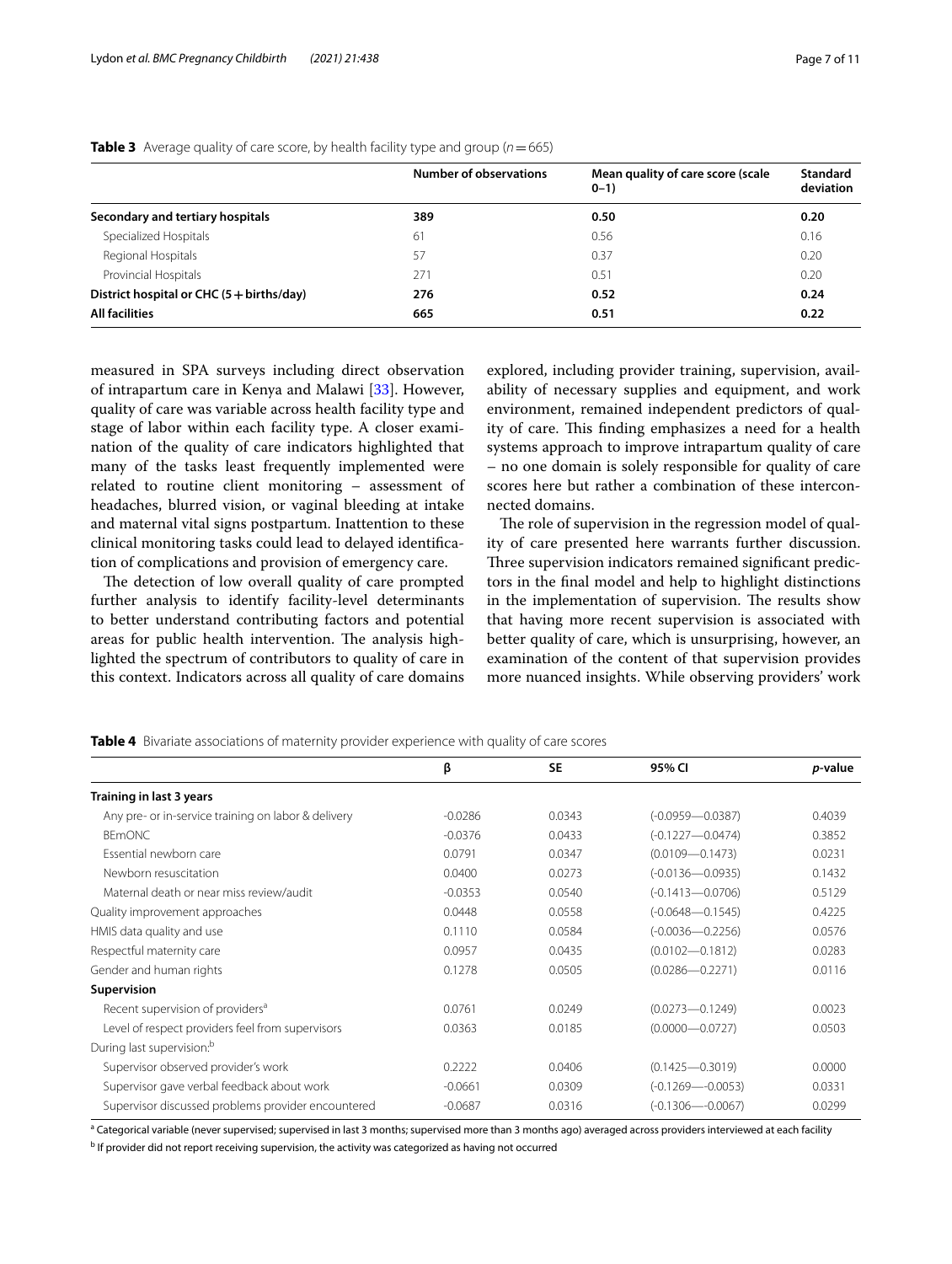**Table 3** Average quality of care score, by health facility type and group ($n = 665$)

| | Number of observations | Mean quality of care score (scale 0–1) | Standard deviation |
|---|---|---|---|
| **Secondary and tertiary hospitals** | **389** | **0.50** | **0.20** |
| Specialized Hospitals | 61 | 0.56 | 0.16 |
| Regional Hospitals | 57 | 0.37 | 0.20 |
| Provincial Hospitals | 271 | 0.51 | 0.20 |
| **District hospital or CHC (5 + births/day)** | **276** | **0.52** | **0.24** |
| **All facilities** | **665** | **0.51** | **0.22** |

measured in SPA surveys including direct observation of intrapartum care in Kenya and Malawi [33]. However, quality of care was variable across health facility type and stage of labor within each facility type. A closer examination of the quality of care indicators highlighted that many of the tasks least frequently implemented were related to routine client monitoring – assessment of headaches, blurred vision, or vaginal bleeding at intake and maternal vital signs postpartum. Inattention to these clinical monitoring tasks could lead to delayed identification of complications and provision of emergency care.

The detection of low overall quality of care prompted further analysis to identify facility-level determinants to better understand contributing factors and potential areas for public health intervention. The analysis highlighted the spectrum of contributors to quality of care in this context. Indicators across all quality of care domains explored, including provider training, supervision, availability of necessary supplies and equipment, and work environment, remained independent predictors of quality of care. This finding emphasizes a need for a health systems approach to improve intrapartum quality of care – no one domain is solely responsible for quality of care scores here but rather a combination of these interconnected domains.

The role of supervision in the regression model of quality of care presented here warrants further discussion. Three supervision indicators remained significant predictors in the final model and help to highlight distinctions in the implementation of supervision. The results show that having more recent supervision is associated with better quality of care, which is unsurprising, however, an examination of the content of that supervision provides more nuanced insights. While observing providers' work

**Table 4** Bivariate associations of maternity provider experience with quality of care scores

| | β | SE | 95% CI | *p*-value |
|---|---|---|---|---|
| **Training in last 3 years** | | | | |
| Any pre- or in-service training on labor & delivery | -0.0286 | 0.0343 | (-0.0959—0.0387) | 0.4039 |
| BEmONC | -0.0376 | 0.0433 | (-0.1227—0.0474) | 0.3852 |
| Essential newborn care | 0.0791 | 0.0347 | (0.0109—0.1473) | 0.0231 |
| Newborn resuscitation | 0.0400 | 0.0273 | (-0.0136—0.0935) | 0.1432 |
| Maternal death or near miss review/audit | -0.0353 | 0.0540 | (-0.1413—0.0706) | 0.5129 |
| Quality improvement approaches | 0.0448 | 0.0558 | (-0.0648—0.1545) | 0.4225 |
| HMIS data quality and use | 0.1110 | 0.0584 | (-0.0036—0.2256) | 0.0576 |
| Respectful maternity care | 0.0957 | 0.0435 | (0.0102—0.1812) | 0.0283 |
| Gender and human rights | 0.1278 | 0.0505 | (0.0286—0.2271) | 0.0116 |
| **Supervision** | | | | |
| Recent supervision of providers[a] | 0.0761 | 0.0249 | (0.0273—0.1249) | 0.0023 |
| Level of respect providers feel from supervisors | 0.0363 | 0.0185 | (0.0000—0.0727) | 0.0503 |
| During last supervision:[b] | | | | |
| Supervisor observed provider's work | 0.2222 | 0.0406 | (0.1425—0.3019) | 0.0000 |
| Supervisor gave verbal feedback about work | -0.0661 | 0.0309 | (-0.1269—-0.0053) | 0.0331 |
| Supervisor discussed problems provider encountered | -0.0687 | 0.0316 | (-0.1306—-0.0067) | 0.0299 |

[a] Categorical variable (never supervised; supervised in last 3 months; supervised more than 3 months ago) averaged across providers interviewed at each facility

[b] If provider did not report receiving supervision, the activity was categorized as having not occurred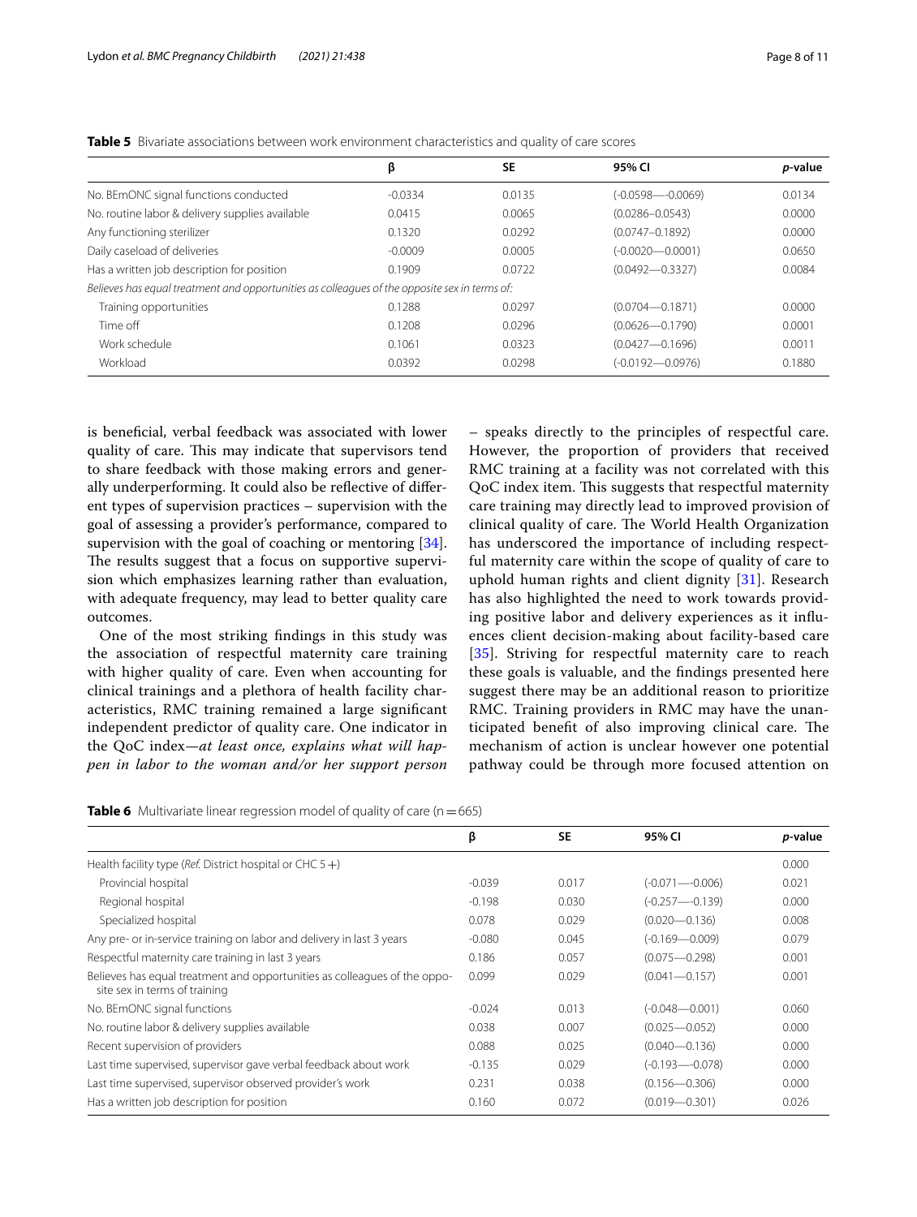**Table 5** Bivariate associations between work environment characteristics and quality of care scores

| | β | SE | 95% CI | *p*-value |
|---|---|---|---|---|
| No. BEmONC signal functions conducted | -0.0334 | 0.0135 | (-0.0598—-0.0069) | 0.0134 |
| No. routine labor & delivery supplies available | 0.0415 | 0.0065 | (0.0286–0.0543) | 0.0000 |
| Any functioning sterilizer | 0.1320 | 0.0292 | (0.0747–0.1892) | 0.0000 |
| Daily caseload of deliveries | -0.0009 | 0.0005 | (-0.0020—0.0001) | 0.0650 |
| Has a written job description for position | 0.1909 | 0.0722 | (0.0492—0.3327) | 0.0084 |
| *Believes has equal treatment and opportunities as colleagues of the opposite sex in terms of:* | | | | |
| Training opportunities | 0.1288 | 0.0297 | (0.0704—0.1871) | 0.0000 |
| Time off | 0.1208 | 0.0296 | (0.0626—0.1790) | 0.0001 |
| Work schedule | 0.1061 | 0.0323 | (0.0427—0.1696) | 0.0011 |
| Workload | 0.0392 | 0.0298 | (-0.0192—0.0976) | 0.1880 |

is beneficial, verbal feedback was associated with lower quality of care. This may indicate that supervisors tend to share feedback with those making errors and generally underperforming. It could also be reflective of different types of supervision practices – supervision with the goal of assessing a provider's performance, compared to supervision with the goal of coaching or mentoring [34]. The results suggest that a focus on supportive supervision which emphasizes learning rather than evaluation, with adequate frequency, may lead to better quality care outcomes.

One of the most striking findings in this study was the association of respectful maternity care training with higher quality of care. Even when accounting for clinical trainings and a plethora of health facility characteristics, RMC training remained a large significant independent predictor of quality care. One indicator in the QoC index—*at least once, explains what will happen in labor to the woman and/or her support person* – speaks directly to the principles of respectful care. However, the proportion of providers that received RMC training at a facility was not correlated with this QoC index item. This suggests that respectful maternity care training may directly lead to improved provision of clinical quality of care. The World Health Organization has underscored the importance of including respectful maternity care within the scope of quality of care to uphold human rights and client dignity [31]. Research has also highlighted the need to work towards providing positive labor and delivery experiences as it influences client decision-making about facility-based care [35]. Striving for respectful maternity care to reach these goals is valuable, and the findings presented here suggest there may be an additional reason to prioritize RMC. Training providers in RMC may have the unanticipated benefit of also improving clinical care. The mechanism of action is unclear however one potential pathway could be through more focused attention on

**Table 6** Multivariate linear regression model of quality of care (n = 665)

| | β | SE | 95% CI | *p*-value |
|---|---|---|---|---|
| Health facility type (*Ref.* District hospital or CHC 5 +) | | | | 0.000 |
| Provincial hospital | -0.039 | 0.017 | (-0.071—-0.006) | 0.021 |
| Regional hospital | -0.198 | 0.030 | (-0.257—-0.139) | 0.000 |
| Specialized hospital | 0.078 | 0.029 | (0.020—0.136) | 0.008 |
| Any pre- or in-service training on labor and delivery in last 3 years | -0.080 | 0.045 | (-0.169—0.009) | 0.079 |
| Respectful maternity care training in last 3 years | 0.186 | 0.057 | (0.075—0.298) | 0.001 |
| Believes has equal treatment and opportunities as colleagues of the opposite sex in terms of training | 0.099 | 0.029 | (0.041—0.157) | 0.001 |
| No. BEmONC signal functions | -0.024 | 0.013 | (-0.048—0.001) | 0.060 |
| No. routine labor & delivery supplies available | 0.038 | 0.007 | (0.025—0.052) | 0.000 |
| Recent supervision of providers | 0.088 | 0.025 | (0.040—0.136) | 0.000 |
| Last time supervised, supervisor gave verbal feedback about work | -0.135 | 0.029 | (-0.193—-0.078) | 0.000 |
| Last time supervised, supervisor observed provider's work | 0.231 | 0.038 | (0.156—0.306) | 0.000 |
| Has a written job description for position | 0.160 | 0.072 | (0.019—0.301) | 0.026 |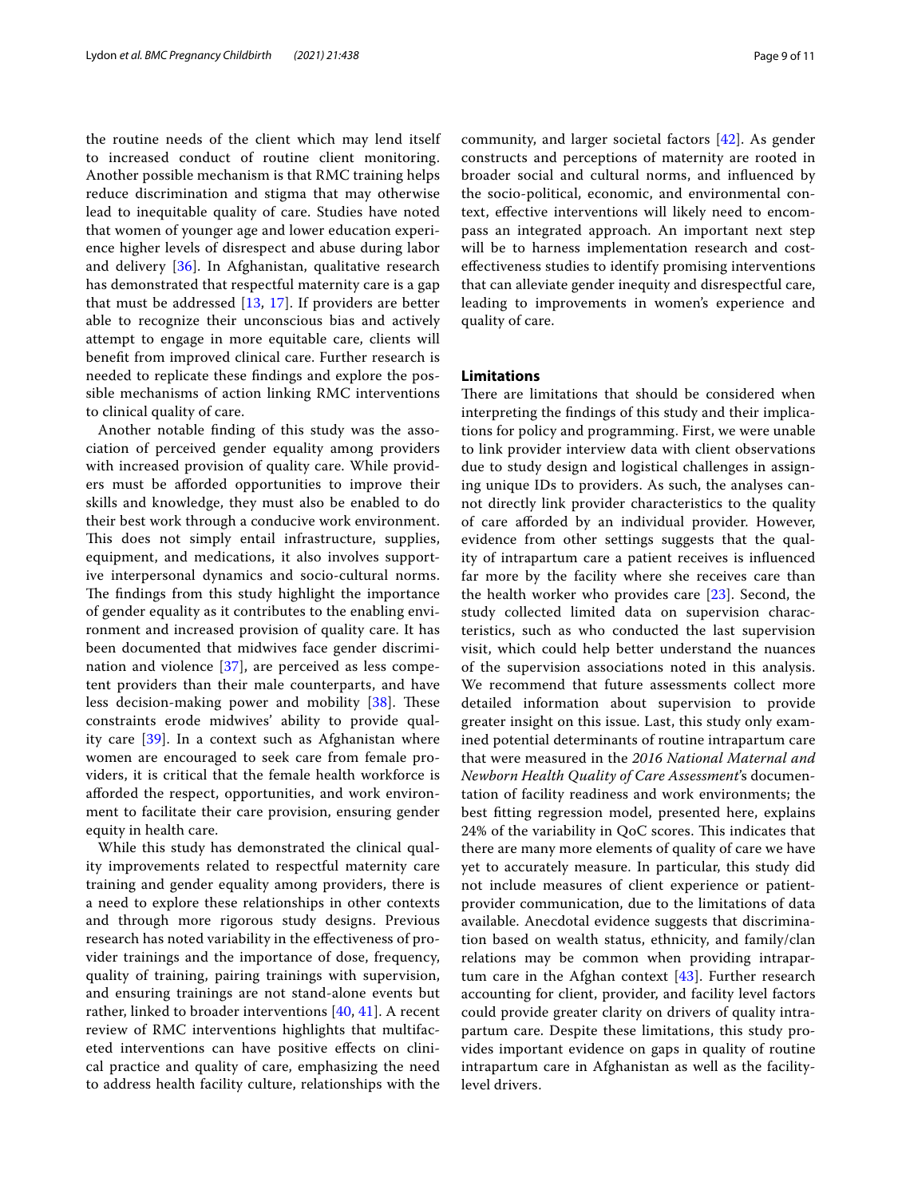the routine needs of the client which may lend itself to increased conduct of routine client monitoring. Another possible mechanism is that RMC training helps reduce discrimination and stigma that may otherwise lead to inequitable quality of care. Studies have noted that women of younger age and lower education experience higher levels of disrespect and abuse during labor and delivery [36]. In Afghanistan, qualitative research has demonstrated that respectful maternity care is a gap that must be addressed [13, 17]. If providers are better able to recognize their unconscious bias and actively attempt to engage in more equitable care, clients will benefit from improved clinical care. Further research is needed to replicate these findings and explore the possible mechanisms of action linking RMC interventions to clinical quality of care.

Another notable finding of this study was the association of perceived gender equality among providers with increased provision of quality care. While providers must be afforded opportunities to improve their skills and knowledge, they must also be enabled to do their best work through a conducive work environment. This does not simply entail infrastructure, supplies, equipment, and medications, it also involves supportive interpersonal dynamics and socio-cultural norms. The findings from this study highlight the importance of gender equality as it contributes to the enabling environment and increased provision of quality care. It has been documented that midwives face gender discrimination and violence [37], are perceived as less competent providers than their male counterparts, and have less decision-making power and mobility [38]. These constraints erode midwives' ability to provide quality care [39]. In a context such as Afghanistan where women are encouraged to seek care from female providers, it is critical that the female health workforce is afforded the respect, opportunities, and work environment to facilitate their care provision, ensuring gender equity in health care.

While this study has demonstrated the clinical quality improvements related to respectful maternity care training and gender equality among providers, there is a need to explore these relationships in other contexts and through more rigorous study designs. Previous research has noted variability in the effectiveness of provider trainings and the importance of dose, frequency, quality of training, pairing trainings with supervision, and ensuring trainings are not stand-alone events but rather, linked to broader interventions [40, 41]. A recent review of RMC interventions highlights that multifaceted interventions can have positive effects on clinical practice and quality of care, emphasizing the need to address health facility culture, relationships with the community, and larger societal factors [42]. As gender constructs and perceptions of maternity are rooted in broader social and cultural norms, and influenced by the socio-political, economic, and environmental context, effective interventions will likely need to encompass an integrated approach. An important next step will be to harness implementation research and cost-effectiveness studies to identify promising interventions that can alleviate gender inequity and disrespectful care, leading to improvements in women's experience and quality of care.

## Limitations

There are limitations that should be considered when interpreting the findings of this study and their implications for policy and programming. First, we were unable to link provider interview data with client observations due to study design and logistical challenges in assigning unique IDs to providers. As such, the analyses cannot directly link provider characteristics to the quality of care afforded by an individual provider. However, evidence from other settings suggests that the quality of intrapartum care a patient receives is influenced far more by the facility where she receives care than the health worker who provides care [23]. Second, the study collected limited data on supervision characteristics, such as who conducted the last supervision visit, which could help better understand the nuances of the supervision associations noted in this analysis. We recommend that future assessments collect more detailed information about supervision to provide greater insight on this issue. Last, this study only examined potential determinants of routine intrapartum care that were measured in the *2016 National Maternal and Newborn Health Quality of Care Assessment*'s documentation of facility readiness and work environments; the best fitting regression model, presented here, explains 24% of the variability in QoC scores. This indicates that there are many more elements of quality of care we have yet to accurately measure. In particular, this study did not include measures of client experience or patient-provider communication, due to the limitations of data available. Anecdotal evidence suggests that discrimination based on wealth status, ethnicity, and family/clan relations may be common when providing intrapartum care in the Afghan context [43]. Further research accounting for client, provider, and facility level factors could provide greater clarity on drivers of quality intrapartum care. Despite these limitations, this study provides important evidence on gaps in quality of routine intrapartum care in Afghanistan as well as the facility-level drivers.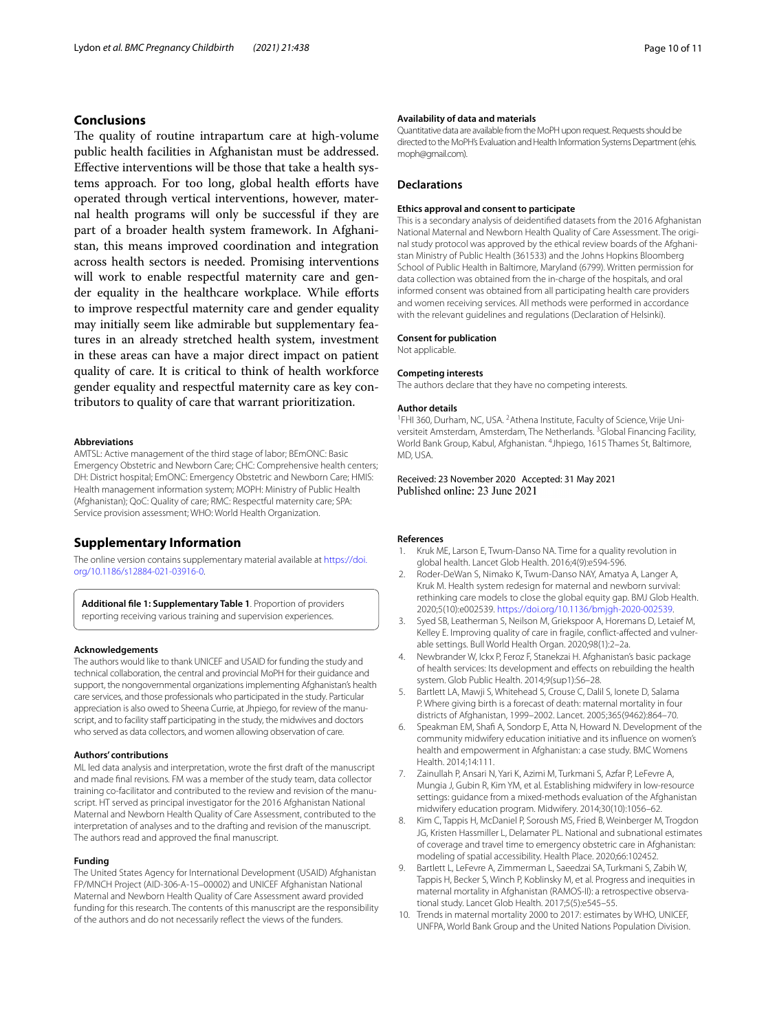## Conclusions

The quality of routine intrapartum care at high-volume public health facilities in Afghanistan must be addressed. Effective interventions will be those that take a health systems approach. For too long, global health efforts have operated through vertical interventions, however, maternal health programs will only be successful if they are part of a broader health system framework. In Afghanistan, this means improved coordination and integration across health sectors is needed. Promising interventions will work to enable respectful maternity care and gender equality in the healthcare workplace. While efforts to improve respectful maternity care and gender equality may initially seem like admirable but supplementary features in an already stretched health system, investment in these areas can have a major direct impact on patient quality of care. It is critical to think of health workforce gender equality and respectful maternity care as key contributors to quality of care that warrant prioritization.

#### Abbreviations

AMTSL: Active management of the third stage of labor; BEmONC: Basic Emergency Obstetric and Newborn Care; CHC: Comprehensive health centers; DH: District hospital; EmONC: Emergency Obstetric and Newborn Care; HMIS: Health management information system; MOPH: Ministry of Public Health (Afghanistan); QoC: Quality of care; RMC: Respectful maternity care; SPA: Service provision assessment; WHO: World Health Organization.

## Supplementary Information

The online version contains supplementary material available at https://doi.org/10.1186/s12884-021-03916-0.

**Additional file 1: Supplementary Table 1**. Proportion of providers reporting receiving various training and supervision experiences.

#### Acknowledgements

The authors would like to thank UNICEF and USAID for funding the study and technical collaboration, the central and provincial MoPH for their guidance and support, the nongovernmental organizations implementing Afghanistan's health care services, and those professionals who participated in the study. Particular appreciation is also owed to Sheena Currie, at Jhpiego, for review of the manuscript, and to facility staff participating in the study, the midwives and doctors who served as data collectors, and women allowing observation of care.

#### Authors' contributions

ML led data analysis and interpretation, wrote the first draft of the manuscript and made final revisions. FM was a member of the study team, data collector training co-facilitator and contributed to the review and revision of the manuscript. HT served as principal investigator for the 2016 Afghanistan National Maternal and Newborn Health Quality of Care Assessment, contributed to the interpretation of analyses and to the drafting and revision of the manuscript. The authors read and approved the final manuscript.

#### Funding

The United States Agency for International Development (USAID) Afghanistan FP/MNCH Project (AID-306-A-15–00002) and UNICEF Afghanistan National Maternal and Newborn Health Quality of Care Assessment award provided funding for this research. The contents of this manuscript are the responsibility of the authors and do not necessarily reflect the views of the funders.

#### Availability of data and materials

Quantitative data are available from the MoPH upon request. Requests should be directed to the MoPH's Evaluation and Health Information Systems Department (ehis.moph@gmail.com).

## Declarations

#### Ethics approval and consent to participate

This is a secondary analysis of deidentified datasets from the 2016 Afghanistan National Maternal and Newborn Health Quality of Care Assessment. The original study protocol was approved by the ethical review boards of the Afghanistan Ministry of Public Health (361533) and the Johns Hopkins Bloomberg School of Public Health in Baltimore, Maryland (6799). Written permission for data collection was obtained from the in-charge of the hospitals, and oral informed consent was obtained from all participating health care providers and women receiving services. All methods were performed in accordance with the relevant guidelines and regulations (Declaration of Helsinki).

#### Consent for publication

Not applicable.

#### Competing interests

The authors declare that they have no competing interests.

#### Author details

[1]FHI 360, Durham, NC, USA. [2]Athena Institute, Faculty of Science, Vrije Universiteit Amsterdam, Amsterdam, The Netherlands. [3]Global Financing Facility, World Bank Group, Kabul, Afghanistan. [4]Jhpiego, 1615 Thames St, Baltimore, MD, USA.

Received: 23 November 2020 Accepted: 31 May 2021
Published online: 23 June 2021

#### References

1. Kruk ME, Larson E, Twum-Danso NA. Time for a quality revolution in global health. Lancet Glob Health. 2016;4(9):e594-596.
2. Roder-DeWan S, Nimako K, Twum-Danso NAY, Amatya A, Langer A, Kruk M. Health system redesign for maternal and newborn survival: rethinking care models to close the global equity gap. BMJ Glob Health. 2020;5(10):e002539. https://doi.org/10.1136/bmjgh-2020-002539.
3. Syed SB, Leatherman S, Neilson M, Griekspoor A, Horemans D, Letaief M, Kelley E. Improving quality of care in fragile, conflict-affected and vulnerable settings. Bull World Health Organ. 2020;98(1):2–2a.
4. Newbrander W, Ickx P, Feroz F, Stanekzai H. Afghanistan's basic package of health services: Its development and effects on rebuilding the health system. Glob Public Health. 2014;9(sup1):S6–28.
5. Bartlett LA, Mawji S, Whitehead S, Crouse C, Dalil S, Ionete D, Salama P. Where giving birth is a forecast of death: maternal mortality in four districts of Afghanistan, 1999–2002. Lancet. 2005;365(9462):864–70.
6. Speakman EM, Shafi A, Sondorp E, Atta N, Howard N. Development of the community midwifery education initiative and its influence on women's health and empowerment in Afghanistan: a case study. BMC Womens Health. 2014;14:111.
7. Zainullah P, Ansari N, Yari K, Azimi M, Turkmani S, Azfar P, LeFevre A, Mungia J, Gubin R, Kim YM, et al. Establishing midwifery in low-resource settings: guidance from a mixed-methods evaluation of the Afghanistan midwifery education program. Midwifery. 2014;30(10):1056–62.
8. Kim C, Tappis H, McDaniel P, Soroush MS, Fried B, Weinberger M, Trogdon JG, Kristen Hassmiller L, Delamater PL. National and subnational estimates of coverage and travel time to emergency obstetric care in Afghanistan: modeling of spatial accessibility. Health Place. 2020;66:102452.
9. Bartlett L, LeFevre A, Zimmerman L, Saeedzai SA, Turkmani S, Zabih W, Tappis H, Becker S, Winch P, Koblinsky M, et al. Progress and inequities in maternal mortality in Afghanistan (RAMOS-II): a retrospective observational study. Lancet Glob Health. 2017;5(5):e545–55.
10. Trends in maternal mortality 2000 to 2017: estimates by WHO, UNICEF, UNFPA, World Bank Group and the United Nations Population Division.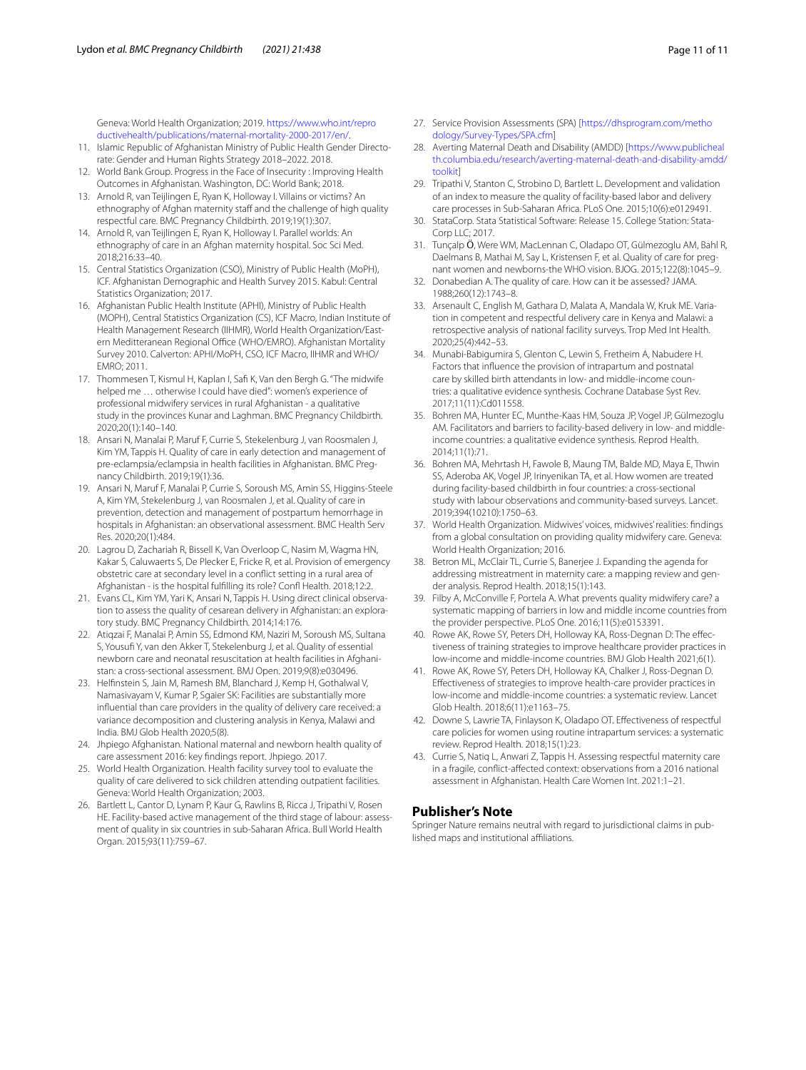Geneva: World Health Organization; 2019. https://www.who.int/reproductivehealth/publications/maternal-mortality-2000-2017/en/.

11. Islamic Republic of Afghanistan Ministry of Public Health Gender Directorate: Gender and Human Rights Strategy 2018–2022. 2018.
12. World Bank Group. Progress in the Face of Insecurity : Improving Health Outcomes in Afghanistan. Washington, DC: World Bank; 2018.
13. Arnold R, van Teijlingen E, Ryan K, Holloway I. Villains or victims? An ethnography of Afghan maternity staff and the challenge of high quality respectful care. BMC Pregnancy Childbirth. 2019;19(1):307.
14. Arnold R, van Teijlingen E, Ryan K, Holloway I. Parallel worlds: An ethnography of care in an Afghan maternity hospital. Soc Sci Med. 2018;216:33–40.
15. Central Statistics Organization (CSO), Ministry of Public Health (MoPH), ICF. Afghanistan Demographic and Health Survey 2015. Kabul: Central Statistics Organization; 2017.
16. Afghanistan Public Health Institute (APHI), Ministry of Public Health (MOPH), Central Statistics Organization (CS), ICF Macro, Indian Institute of Health Management Research (IIHMR), World Health Organization/Eastern Meditteranean Regional Office (WHO/EMRO). Afghanistan Mortality Survey 2010. Calverton: APHI/MoPH, CSO, ICF Macro, IIHMR and WHO/EMRO; 2011.
17. Thommesen T, Kismul H, Kaplan I, Safi K, Van den Bergh G. "The midwife helped me … otherwise I could have died": women's experience of professional midwifery services in rural Afghanistan - a qualitative study in the provinces Kunar and Laghman. BMC Pregnancy Childbirth. 2020;20(1):140–140.
18. Ansari N, Manalai P, Maruf F, Currie S, Stekelenburg J, van Roosmalen J, Kim YM, Tappis H. Quality of care in early detection and management of pre-eclampsia/eclampsia in health facilities in Afghanistan. BMC Pregnancy Childbirth. 2019;19(1):36.
19. Ansari N, Maruf F, Manalai P, Currie S, Soroush MS, Amin SS, Higgins-Steele A, Kim YM, Stekelenburg J, van Roosmalen J, et al. Quality of care in prevention, detection and management of postpartum hemorrhage in hospitals in Afghanistan: an observational assessment. BMC Health Serv Res. 2020;20(1):484.
20. Lagrou D, Zachariah R, Bissell K, Van Overloop C, Nasim M, Wagma HN, Kakar S, Caluwaerts S, De Plecker E, Fricke R, et al. Provision of emergency obstetric care at secondary level in a conflict setting in a rural area of Afghanistan - is the hospital fulfilling its role? Confl Health. 2018;12:2.
21. Evans CL, Kim YM, Yari K, Ansari N, Tappis H. Using direct clinical observation to assess the quality of cesarean delivery in Afghanistan: an exploratory study. BMC Pregnancy Childbirth. 2014;14:176.
22. Atiqzai F, Manalai P, Amin SS, Edmond KM, Naziri M, Soroush MS, Sultana S, Yousufi Y, van den Akker T, Stekelenburg J, et al. Quality of essential newborn care and neonatal resuscitation at health facilities in Afghanistan: a cross-sectional assessment. BMJ Open. 2019;9(8):e030496.
23. Helfinstein S, Jain M, Ramesh BM, Blanchard J, Kemp H, Gothalwal V, Namasivayam V, Kumar P, Sgaier SK: Facilities are substantially more influential than care providers in the quality of delivery care received: a variance decomposition and clustering analysis in Kenya, Malawi and India. BMJ Glob Health 2020;5(8).
24. Jhpiego Afghanistan. National maternal and newborn health quality of care assessment 2016: key findings report. Jhpiego. 2017.
25. World Health Organization. Health facility survey tool to evaluate the quality of care delivered to sick children attending outpatient facilities. Geneva: World Health Organization; 2003.
26. Bartlett L, Cantor D, Lynam P, Kaur G, Rawlins B, Ricca J, Tripathi V, Rosen HE. Facility-based active management of the third stage of labour: assessment of quality in six countries in sub-Saharan Africa. Bull World Health Organ. 2015;93(11):759–67.
27. Service Provision Assessments (SPA) [https://dhsprogram.com/methodology/Survey-Types/SPA.cfm]
28. Averting Maternal Death and Disability (AMDD) [https://www.publichealth.columbia.edu/research/averting-maternal-death-and-disability-amdd/toolkit]
29. Tripathi V, Stanton C, Strobino D, Bartlett L. Development and validation of an index to measure the quality of facility-based labor and delivery care processes in Sub-Saharan Africa. PLoS One. 2015;10(6):e0129491.
30. StataCorp. Stata Statistical Software: Release 15. College Station: StataCorp LLC; 2017.
31. Tunçalp Ö, Were WM, MacLennan C, Oladapo OT, Gülmezoglu AM, Bahl R, Daelmans B, Mathai M, Say L, Kristensen F, et al. Quality of care for pregnant women and newborns-the WHO vision. BJOG. 2015;122(8):1045–9.
32. Donabedian A. The quality of care. How can it be assessed? JAMA. 1988;260(12):1743–8.
33. Arsenault C, English M, Gathara D, Malata A, Mandala W, Kruk ME. Variation in competent and respectful delivery care in Kenya and Malawi: a retrospective analysis of national facility surveys. Trop Med Int Health. 2020;25(4):442–53.
34. Munabi-Babigumira S, Glenton C, Lewin S, Fretheim A, Nabudere H. Factors that influence the provision of intrapartum and postnatal care by skilled birth attendants in low- and middle-income countries: a qualitative evidence synthesis. Cochrane Database Syst Rev. 2017;11(11):Cd011558.
35. Bohren MA, Hunter EC, Munthe-Kaas HM, Souza JP, Vogel JP, Gülmezoglu AM. Facilitators and barriers to facility-based delivery in low- and middle-income countries: a qualitative evidence synthesis. Reprod Health. 2014;11(1):71.
36. Bohren MA, Mehrtash H, Fawole B, Maung TM, Balde MD, Maya E, Thwin SS, Aderoba AK, Vogel JP, Irinyenikan TA, et al. How women are treated during facility-based childbirth in four countries: a cross-sectional study with labour observations and community-based surveys. Lancet. 2019;394(10210):1750–63.
37. World Health Organization. Midwives' voices, midwives' realities: findings from a global consultation on providing quality midwifery care. Geneva: World Health Organization; 2016.
38. Betron ML, McClair TL, Currie S, Banerjee J. Expanding the agenda for addressing mistreatment in maternity care: a mapping review and gender analysis. Reprod Health. 2018;15(1):143.
39. Filby A, McConville F, Portela A. What prevents quality midwifery care? a systematic mapping of barriers in low and middle income countries from the provider perspective. PLoS One. 2016;11(5):e0153391.
40. Rowe AK, Rowe SY, Peters DH, Holloway KA, Ross-Degnan D: The effectiveness of training strategies to improve healthcare provider practices in low-income and middle-income countries. BMJ Glob Health 2021;6(1).
41. Rowe AK, Rowe SY, Peters DH, Holloway KA, Chalker J, Ross-Degnan D. Effectiveness of strategies to improve health-care provider practices in low-income and middle-income countries: a systematic review. Lancet Glob Health. 2018;6(11):e1163–75.
42. Downe S, Lawrie TA, Finlayson K, Oladapo OT. Effectiveness of respectful care policies for women using routine intrapartum services: a systematic review. Reprod Health. 2018;15(1):23.
43. Currie S, Natiq L, Anwari Z, Tappis H. Assessing respectful maternity care in a fragile, conflict-affected context: observations from a 2016 national assessment in Afghanistan. Health Care Women Int. 2021:1–21.

## Publisher's Note

Springer Nature remains neutral with regard to jurisdictional claims in published maps and institutional affiliations.